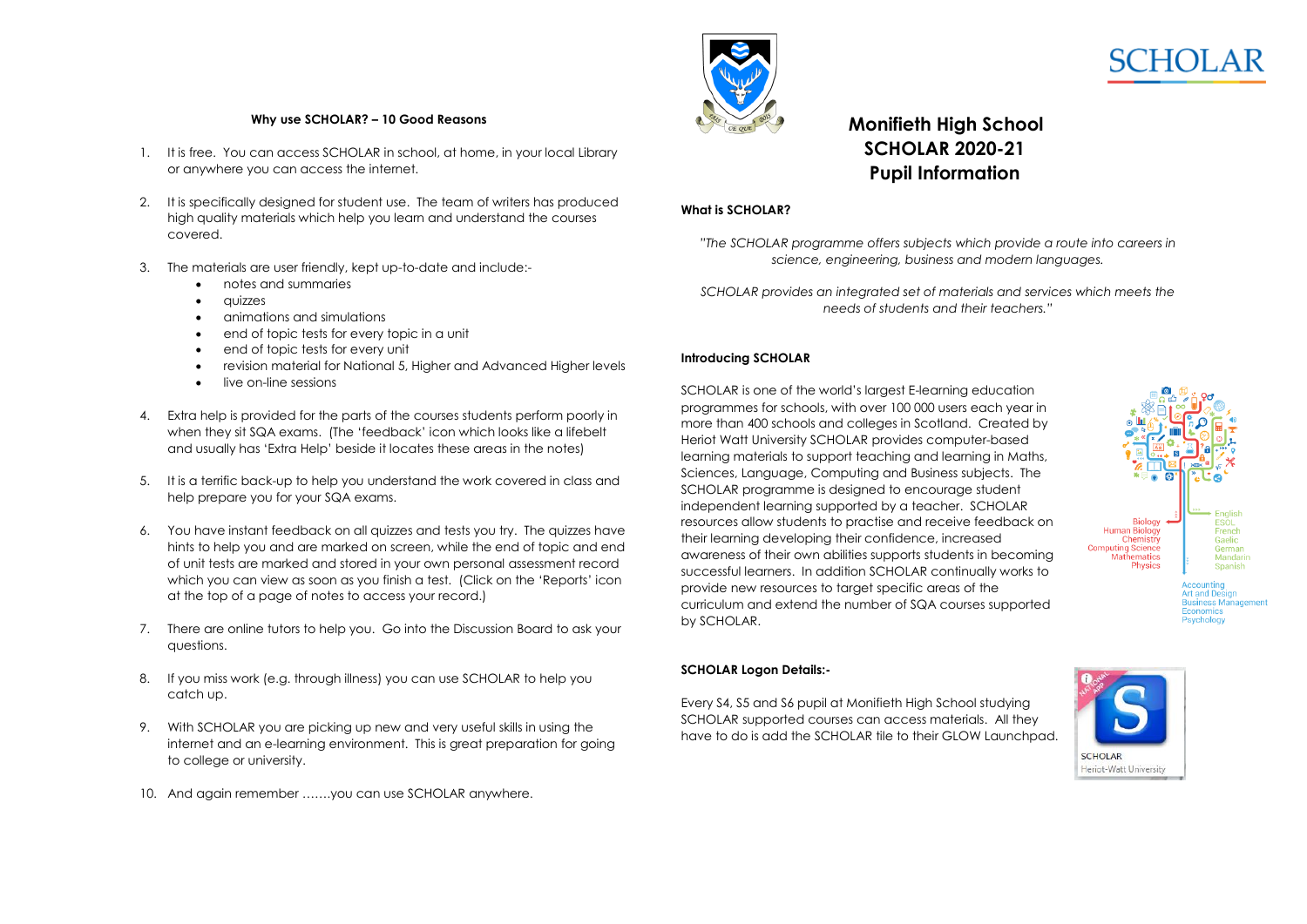# Monifieth High School
# SCHOLAR 2020-21
# Pupil Information

**What is SCHOLAR?**

*"The SCHOLAR programme offers subjects which provide a route into careers in science, engineering, business and modern languages.*

*SCHOLAR provides an integrated set of materials and services which meets the needs of students and their teachers."*

**Introducing SCHOLAR**

SCHOLAR is one of the world's largest E-learning education programmes for schools, with over 100 000 users each year in more than 400 schools and colleges in Scotland. Created by Heriot Watt University SCHOLAR provides computer-based learning materials to support teaching and learning in Maths, Sciences, Language, Computing and Business subjects. The SCHOLAR programme is designed to encourage student independent learning supported by a teacher. SCHOLAR resources allow students to practise and receive feedback on their learning developing their confidence, increased awareness of their own abilities supports students in becoming successful learners. In addition SCHOLAR continually works to provide new resources to target specific areas of the curriculum and extend the number of SQA courses supported by SCHOLAR.

Biology
Human Biology
Chemistry
Computing Science
Mathematics
Physics

English
ESOL
French
Gaelic
German
Mandarin
Spanish

Accounting
Art and Design
Business Management
Economics
Psychology

**SCHOLAR Logon Details:-**

Every S4, S5 and S6 pupil at Monifieth High School studying SCHOLAR supported courses can access materials. All they have to do is add the SCHOLAR tile to their GLOW Launchpad.

**Why use SCHOLAR? – 10 Good Reasons**

1. It is free. You can access SCHOLAR in school, at home, in your local Library or anywhere you can access the internet.

2. It is specifically designed for student use. The team of writers has produced high quality materials which help you learn and understand the courses covered.

3. The materials are user friendly, kept up-to-date and include:-
   - notes and summaries
   - quizzes
   - animations and simulations
   - end of topic tests for every topic in a unit
   - end of topic tests for every unit
   - revision material for National 5, Higher and Advanced Higher levels
   - live on-line sessions

4. Extra help is provided for the parts of the courses students perform poorly in when they sit SQA exams. (The 'feedback' icon which looks like a lifebelt and usually has 'Extra Help' beside it locates these areas in the notes)

5. It is a terrific back-up to help you understand the work covered in class and help prepare you for your SQA exams.

6. You have instant feedback on all quizzes and tests you try. The quizzes have hints to help you and are marked on screen, while the end of topic and end of unit tests are marked and stored in your own personal assessment record which you can view as soon as you finish a test. (Click on the 'Reports' icon at the top of a page of notes to access your record.)

7. There are online tutors to help you. Go into the Discussion Board to ask your questions.

8. If you miss work (e.g. through illness) you can use SCHOLAR to help you catch up.

9. With SCHOLAR you are picking up new and very useful skills in using the internet and an e-learning environment. This is great preparation for going to college or university.

10. And again remember …….you can use SCHOLAR anywhere.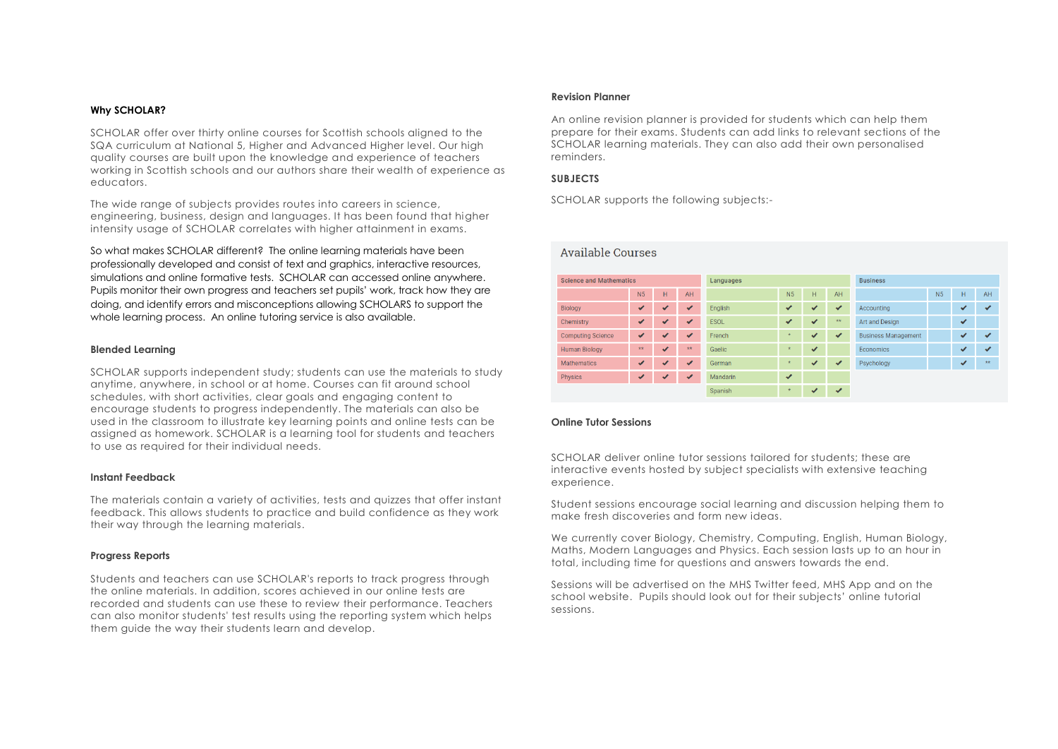**Why SCHOLAR?**

SCHOLAR offer over thirty online courses for Scottish schools aligned to the SQA curriculum at National 5, Higher and Advanced Higher level. Our high quality courses are built upon the knowledge and experience of teachers working in Scottish schools and our authors share their wealth of experience as educators.

The wide range of subjects provides routes into careers in science, engineering, business, design and languages. It has been found that higher intensity usage of SCHOLAR correlates with higher attainment in exams.

So what makes SCHOLAR different? The online learning materials have been professionally developed and consist of text and graphics, interactive resources, simulations and online formative tests. SCHOLAR can accessed online anywhere. Pupils monitor their own progress and teachers set pupils' work, track how they are doing, and identify errors and misconceptions allowing SCHOLARS to support the whole learning process. An online tutoring service is also available.

**Blended Learning**

SCHOLAR supports independent study; students can use the materials to study anytime, anywhere, in school or at home. Courses can fit around school schedules, with short activities, clear goals and engaging content to encourage students to progress independently. The materials can also be used in the classroom to illustrate key learning points and online tests can be assigned as homework. SCHOLAR is a learning tool for students and teachers to use as required for their individual needs.

**Instant Feedback**

The materials contain a variety of activities, tests and quizzes that offer instant feedback. This allows students to practice and build confidence as they work their way through the learning materials.

**Progress Reports**

Students and teachers can use SCHOLAR's reports to track progress through the online materials. In addition, scores achieved in our online tests are recorded and students can use these to review their performance. Teachers can also monitor students' test results using the reporting system which helps them guide the way their students learn and develop.

**Revision Planner**

An online revision planner is provided for students which can help them prepare for their exams. Students can add links to relevant sections of the SCHOLAR learning materials. They can also add their own personalised reminders.

**SUBJECTS**

SCHOLAR supports the following subjects:-

Available Courses

| Science and Mathematics | N5 | H | AH |
|---|---|---|---|
| Biology | ✔ | ✔ | ✔ |
| Chemistry | ✔ | ✔ | ✔ |
| Computing Science | ✔ | ✔ | ✔ |
| Human Biology | ** | ✔ | ** |
| Mathematics | ✔ | ✔ | ✔ |
| Physics | ✔ | ✔ | ✔ |

| Languages | N5 | H | AH |
|---|---|---|---|
| English | ✔ | ✔ | ✔ |
| ESOL | ✔ | ✔ | ** |
| French | * | ✔ | ✔ |
| Gaelic | * | ✔ | |
| German | * | ✔ | ✔ |
| Mandarin | ✔ | | |
| Spanish | * | ✔ | ✔ |

| Business | N5 | H | AH |
|---|---|---|---|
| Accounting | | ✔ | ✔ |
| Art and Design | | ✔ | |
| Business Management | | ✔ | ✔ |
| Economics | | ✔ | ✔ |
| Psychology | | ✔ | ** |

**Online Tutor Sessions**

SCHOLAR deliver online tutor sessions tailored for students; these are interactive events hosted by subject specialists with extensive teaching experience.

Student sessions encourage social learning and discussion helping them to make fresh discoveries and form new ideas.

We currently cover Biology, Chemistry, Computing, English, Human Biology, Maths, Modern Languages and Physics. Each session lasts up to an hour in total, including time for questions and answers towards the end.

Sessions will be advertised on the MHS Twitter feed, MHS App and on the school website. Pupils should look out for their subjects' online tutorial sessions.